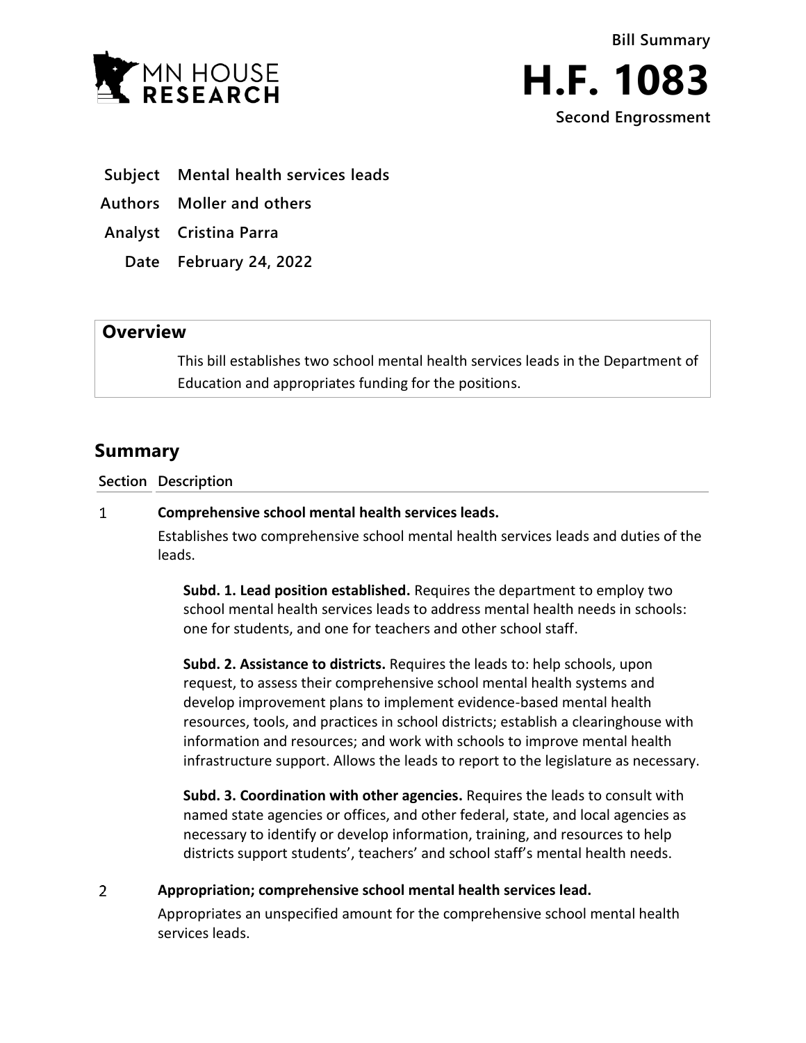MN HOUSE RESEARCH

Bill Summary

# H.F. 1083

Second Engrossment

**Subject** Mental health services leads

**Authors** Moller and others

**Analyst** Cristina Parra

**Date** February 24, 2022

## Overview

This bill establishes two school mental health services leads in the Department of Education and appropriates funding for the positions.

## Summary

| Section | Description |
|---|---|
| 1 | **Comprehensive school mental health services leads.** |

Establishes two comprehensive school mental health services leads and duties of the leads.

**Subd. 1. Lead position established.** Requires the department to employ two school mental health services leads to address mental health needs in schools: one for students, and one for teachers and other school staff.

**Subd. 2. Assistance to districts.** Requires the leads to: help schools, upon request, to assess their comprehensive school mental health systems and develop improvement plans to implement evidence-based mental health resources, tools, and practices in school districts; establish a clearinghouse with information and resources; and work with schools to improve mental health infrastructure support. Allows the leads to report to the legislature as necessary.

**Subd. 3. Coordination with other agencies.** Requires the leads to consult with named state agencies or offices, and other federal, state, and local agencies as necessary to identify or develop information, training, and resources to help districts support students', teachers' and school staff's mental health needs.

2 **Appropriation; comprehensive school mental health services lead.**

Appropriates an unspecified amount for the comprehensive school mental health services leads.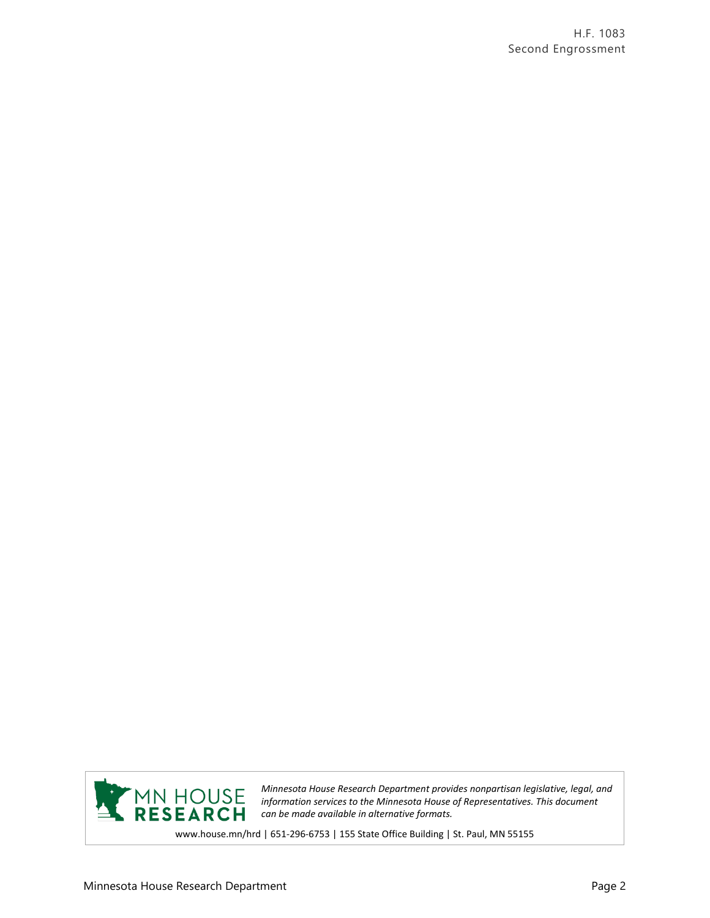*Minnesota House Research Department provides nonpartisan legislative, legal, and information services to the Minnesota House of Representatives. This document can be made available in alternative formats.*

www.house.mn/hrd | 651-296-6753 | 155 State Office Building | St. Paul, MN 55155